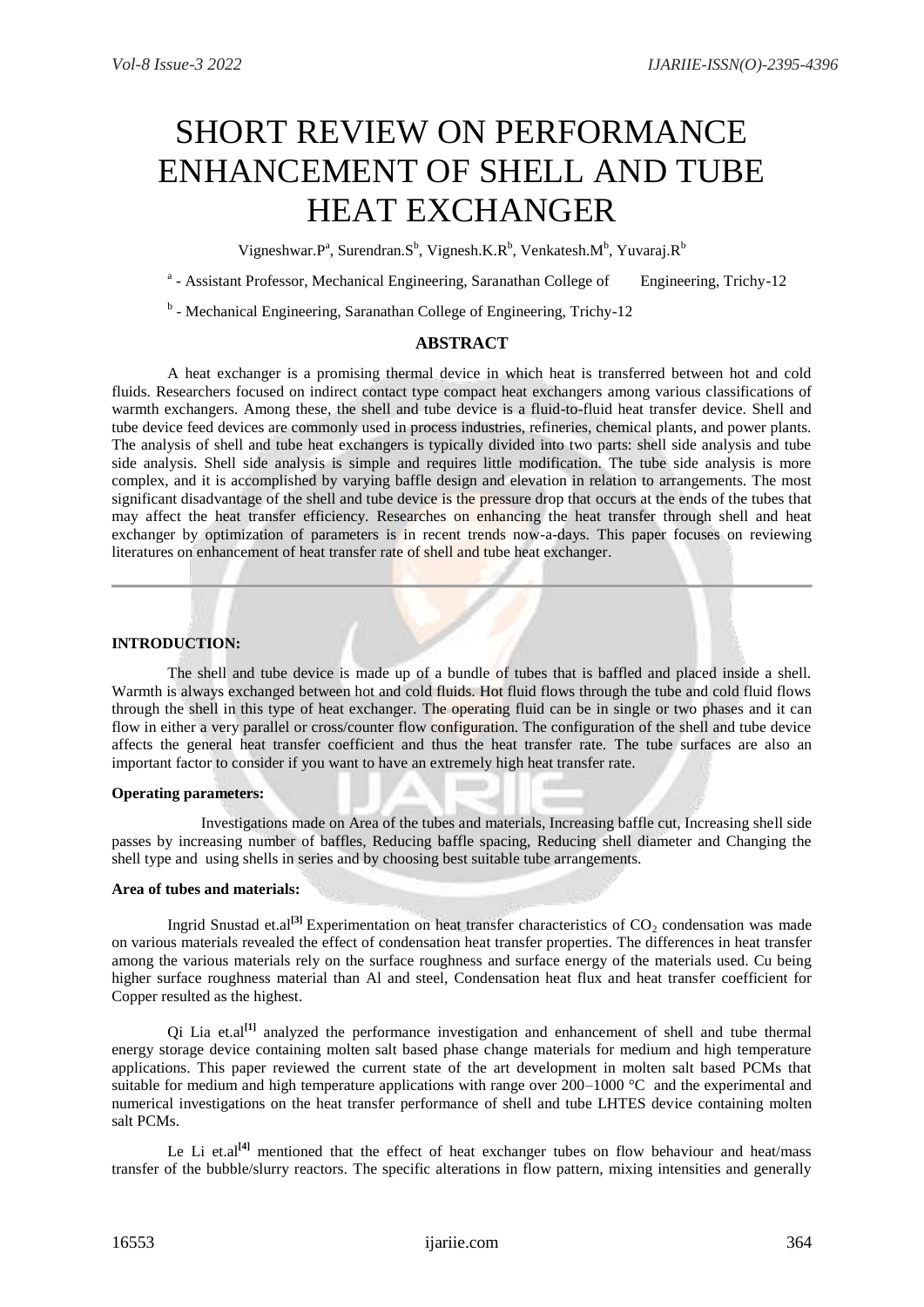# SHORT REVIEW ON PERFORMANCE ENHANCEMENT OF SHELL AND TUBE HEAT EXCHANGER

Vigneshwar.P[a], Surendran.S[b], Vignesh.K.R[b], Venkatesh.M[b], Yuvaraj.R[b]

[a] - Assistant Professor, Mechanical Engineering, Saranathan College of Engineering, Trichy-12

[b] - Mechanical Engineering, Saranathan College of Engineering, Trichy-12

## ABSTRACT

A heat exchanger is a promising thermal device in which heat is transferred between hot and cold fluids. Researchers focused on indirect contact type compact heat exchangers among various classifications of warmth exchangers. Among these, the shell and tube device is a fluid-to-fluid heat transfer device. Shell and tube device feed devices are commonly used in process industries, refineries, chemical plants, and power plants. The analysis of shell and tube heat exchangers is typically divided into two parts: shell side analysis and tube side analysis. Shell side analysis is simple and requires little modification. The tube side analysis is more complex, and it is accomplished by varying baffle design and elevation in relation to arrangements. The most significant disadvantage of the shell and tube device is the pressure drop that occurs at the ends of the tubes that may affect the heat transfer efficiency. Researches on enhancing the heat transfer through shell and heat exchanger by optimization of parameters is in recent trends now-a-days. This paper focuses on reviewing literatures on enhancement of heat transfer rate of shell and tube heat exchanger.

## INTRODUCTION:

The shell and tube device is made up of a bundle of tubes that is baffled and placed inside a shell. Warmth is always exchanged between hot and cold fluids. Hot fluid flows through the tube and cold fluid flows through the shell in this type of heat exchanger. The operating fluid can be in single or two phases and it can flow in either a very parallel or cross/counter flow configuration. The configuration of the shell and tube device affects the general heat transfer coefficient and thus the heat transfer rate. The tube surfaces are also an important factor to consider if you want to have an extremely high heat transfer rate.

### Operating parameters:

Investigations made on Area of the tubes and materials, Increasing baffle cut, Increasing shell side passes by increasing number of baffles, Reducing baffle spacing, Reducing shell diameter and Changing the shell type and using shells in series and by choosing best suitable tube arrangements.

### Area of tubes and materials:

Ingrid Snustad et.al[3] Experimentation on heat transfer characteristics of $CO_2$ condensation was made on various materials revealed the effect of condensation heat transfer properties. The differences in heat transfer among the various materials rely on the surface roughness and surface energy of the materials used. Cu being higher surface roughness material than Al and steel, Condensation heat flux and heat transfer coefficient for Copper resulted as the highest.

Qi Lia et.al[1] analyzed the performance investigation and enhancement of shell and tube thermal energy storage device containing molten salt based phase change materials for medium and high temperature applications. This paper reviewed the current state of the art development in molten salt based PCMs that suitable for medium and high temperature applications with range over 200–1000 °C and the experimental and numerical investigations on the heat transfer performance of shell and tube LHTES device containing molten salt PCMs.

Le Li et.al[4] mentioned that the effect of heat exchanger tubes on flow behaviour and heat/mass transfer of the bubble/slurry reactors. The specific alterations in flow pattern, mixing intensities and generally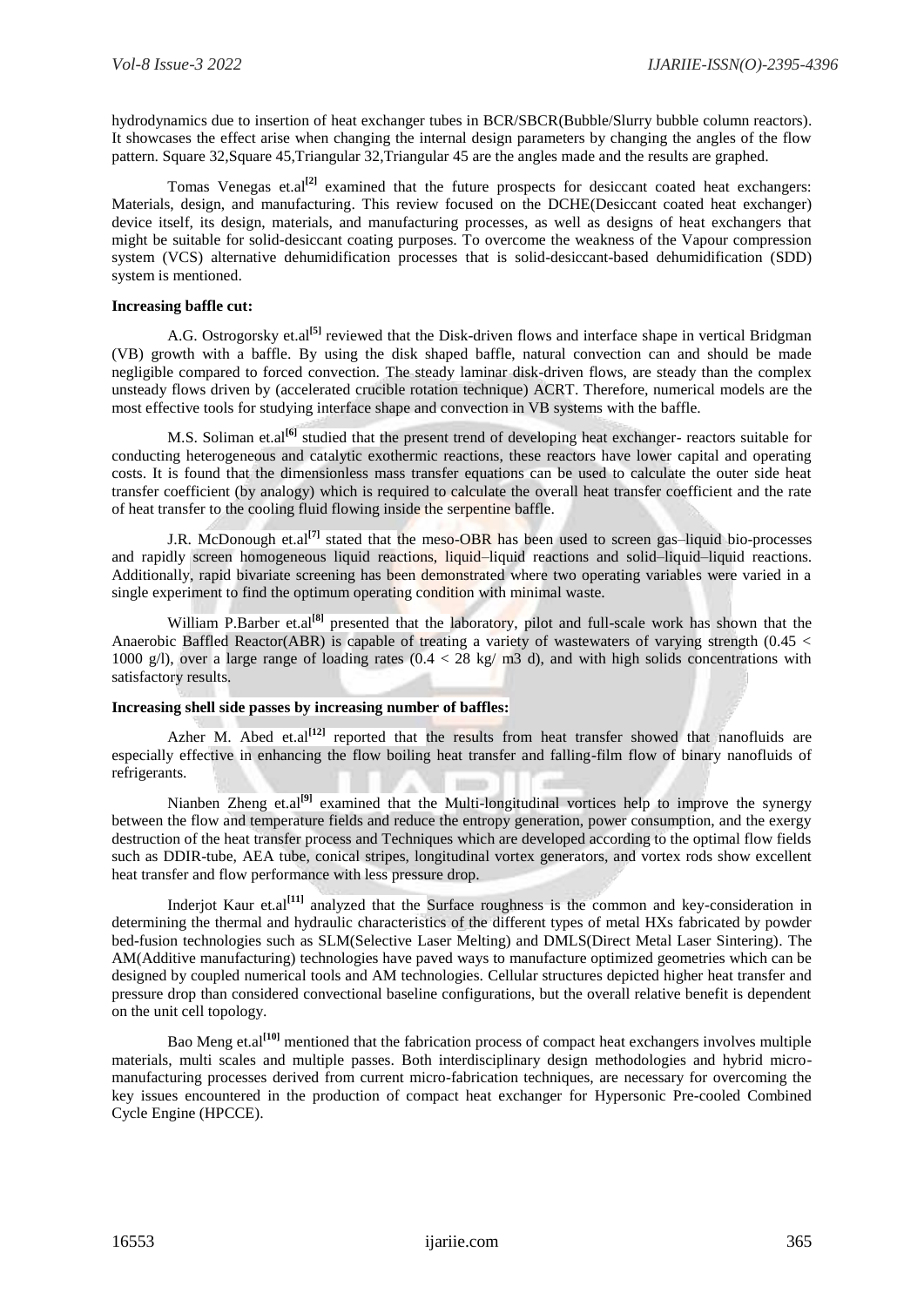hydrodynamics due to insertion of heat exchanger tubes in BCR/SBCR(Bubble/Slurry bubble column reactors). It showcases the effect arise when changing the internal design parameters by changing the angles of the flow pattern. Square 32,Square 45,Triangular 32,Triangular 45 are the angles made and the results are graphed.

Tomas Venegas et.al[2] examined that the future prospects for desiccant coated heat exchangers: Materials, design, and manufacturing. This review focused on the DCHE(Desiccant coated heat exchanger) device itself, its design, materials, and manufacturing processes, as well as designs of heat exchangers that might be suitable for solid-desiccant coating purposes. To overcome the weakness of the Vapour compression system (VCS) alternative dehumidification processes that is solid-desiccant-based dehumidification (SDD) system is mentioned.

**Increasing baffle cut:**

A.G. Ostrogorsky et.al[5] reviewed that the Disk-driven flows and interface shape in vertical Bridgman (VB) growth with a baffle. By using the disk shaped baffle, natural convection can and should be made negligible compared to forced convection. The steady laminar disk-driven flows, are steady than the complex unsteady flows driven by (accelerated crucible rotation technique) ACRT. Therefore, numerical models are the most effective tools for studying interface shape and convection in VB systems with the baffle.

M.S. Soliman et.al[6] studied that the present trend of developing heat exchanger- reactors suitable for conducting heterogeneous and catalytic exothermic reactions, these reactors have lower capital and operating costs. It is found that the dimensionless mass transfer equations can be used to calculate the outer side heat transfer coefficient (by analogy) which is required to calculate the overall heat transfer coefficient and the rate of heat transfer to the cooling fluid flowing inside the serpentine baffle.

J.R. McDonough et.al[7] stated that the meso-OBR has been used to screen gas–liquid bio-processes and rapidly screen homogeneous liquid reactions, liquid–liquid reactions and solid–liquid–liquid reactions. Additionally, rapid bivariate screening has been demonstrated where two operating variables were varied in a single experiment to find the optimum operating condition with minimal waste.

William P.Barber et.al[8] presented that the laboratory, pilot and full-scale work has shown that the Anaerobic Baffled Reactor(ABR) is capable of treating a variety of wastewaters of varying strength (0.45 < 1000 g/l), over a large range of loading rates (0.4 < 28 kg/ m3 d), and with high solids concentrations with satisfactory results.

**Increasing shell side passes by increasing number of baffles:**

Azher M. Abed et.al[12] reported that the results from heat transfer showed that nanofluids are especially effective in enhancing the flow boiling heat transfer and falling-film flow of binary nanofluids of refrigerants.

Nianben Zheng et.al[9] examined that the Multi-longitudinal vortices help to improve the synergy between the flow and temperature fields and reduce the entropy generation, power consumption, and the exergy destruction of the heat transfer process and Techniques which are developed according to the optimal flow fields such as DDIR-tube, AEA tube, conical stripes, longitudinal vortex generators, and vortex rods show excellent heat transfer and flow performance with less pressure drop.

Inderjot Kaur et.al[11] analyzed that the Surface roughness is the common and key-consideration in determining the thermal and hydraulic characteristics of the different types of metal HXs fabricated by powder bed-fusion technologies such as SLM(Selective Laser Melting) and DMLS(Direct Metal Laser Sintering). The AM(Additive manufacturing) technologies have paved ways to manufacture optimized geometries which can be designed by coupled numerical tools and AM technologies. Cellular structures depicted higher heat transfer and pressure drop than considered convectional baseline configurations, but the overall relative benefit is dependent on the unit cell topology.

Bao Meng et.al[10] mentioned that the fabrication process of compact heat exchangers involves multiple materials, multi scales and multiple passes. Both interdisciplinary design methodologies and hybrid micro-manufacturing processes derived from current micro-fabrication techniques, are necessary for overcoming the key issues encountered in the production of compact heat exchanger for Hypersonic Pre-cooled Combined Cycle Engine (HPCCE).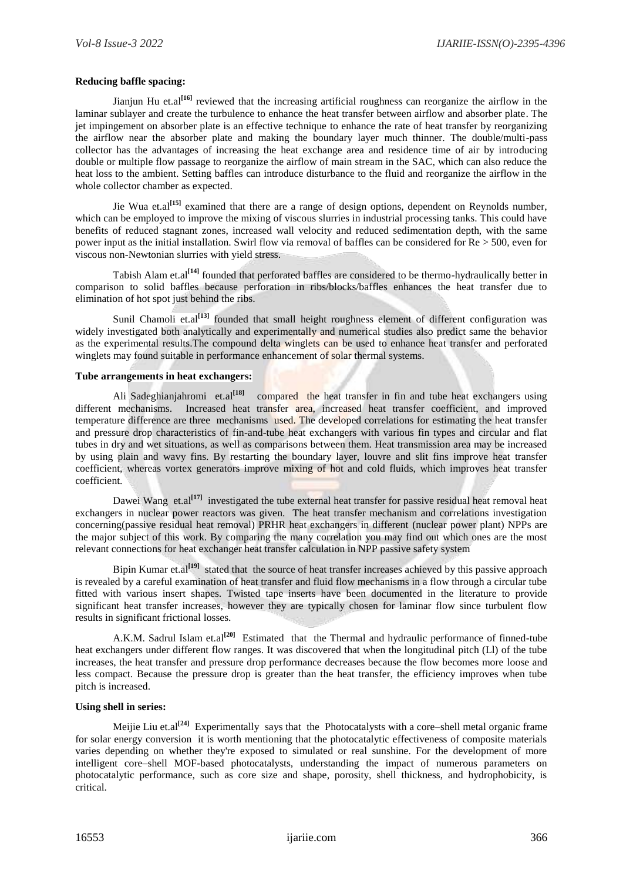**Reducing baffle spacing:**

Jianjun Hu et.al[16] reviewed that the increasing artificial roughness can reorganize the airflow in the laminar sublayer and create the turbulence to enhance the heat transfer between airflow and absorber plate. The jet impingement on absorber plate is an effective technique to enhance the rate of heat transfer by reorganizing the airflow near the absorber plate and making the boundary layer much thinner. The double/multi-pass collector has the advantages of increasing the heat exchange area and residence time of air by introducing double or multiple flow passage to reorganize the airflow of main stream in the SAC, which can also reduce the heat loss to the ambient. Setting baffles can introduce disturbance to the fluid and reorganize the airflow in the whole collector chamber as expected.

Jie Wua et.al[15] examined that there are a range of design options, dependent on Reynolds number, which can be employed to improve the mixing of viscous slurries in industrial processing tanks. This could have benefits of reduced stagnant zones, increased wall velocity and reduced sedimentation depth, with the same power input as the initial installation. Swirl flow via removal of baffles can be considered for Re > 500, even for viscous non-Newtonian slurries with yield stress.

Tabish Alam et.al[14] founded that perforated baffles are considered to be thermo-hydraulically better in comparison to solid baffles because perforation in ribs/blocks/baffles enhances the heat transfer due to elimination of hot spot just behind the ribs.

Sunil Chamoli et.al[13] founded that small height roughness element of different configuration was widely investigated both analytically and experimentally and numerical studies also predict same the behavior as the experimental results.The compound delta winglets can be used to enhance heat transfer and perforated winglets may found suitable in performance enhancement of solar thermal systems.

**Tube arrangements in heat exchangers:**

Ali Sadeghianjahromi et.al[18] compared the heat transfer in fin and tube heat exchangers using different mechanisms. Increased heat transfer area, increased heat transfer coefficient, and improved temperature difference are three mechanisms used. The developed correlations for estimating the heat transfer and pressure drop characteristics of fin-and-tube heat exchangers with various fin types and circular and flat tubes in dry and wet situations, as well as comparisons between them. Heat transmission area may be increased by using plain and wavy fins. By restarting the boundary layer, louvre and slit fins improve heat transfer coefficient, whereas vortex generators improve mixing of hot and cold fluids, which improves heat transfer coefficient.

Dawei Wang et.al[17] investigated the tube external heat transfer for passive residual heat removal heat exchangers in nuclear power reactors was given. The heat transfer mechanism and correlations investigation concerning(passive residual heat removal) PRHR heat exchangers in different (nuclear power plant) NPPs are the major subject of this work. By comparing the many correlation you may find out which ones are the most relevant connections for heat exchanger heat transfer calculation in NPP passive safety system

Bipin Kumar et.al[19] stated that the source of heat transfer increases achieved by this passive approach is revealed by a careful examination of heat transfer and fluid flow mechanisms in a flow through a circular tube fitted with various insert shapes. Twisted tape inserts have been documented in the literature to provide significant heat transfer increases, however they are typically chosen for laminar flow since turbulent flow results in significant frictional losses.

A.K.M. Sadrul Islam et.al[20] Estimated that the Thermal and hydraulic performance of finned-tube heat exchangers under different flow ranges. It was discovered that when the longitudinal pitch (Ll) of the tube increases, the heat transfer and pressure drop performance decreases because the flow becomes more loose and less compact. Because the pressure drop is greater than the heat transfer, the efficiency improves when tube pitch is increased.

**Using shell in series:**

Meijie Liu et.al[24] Experimentally says that the Photocatalysts with a core–shell metal organic frame for solar energy conversion it is worth mentioning that the photocatalytic effectiveness of composite materials varies depending on whether they're exposed to simulated or real sunshine. For the development of more intelligent core–shell MOF-based photocatalysts, understanding the impact of numerous parameters on photocatalytic performance, such as core size and shape, porosity, shell thickness, and hydrophobicity, is critical.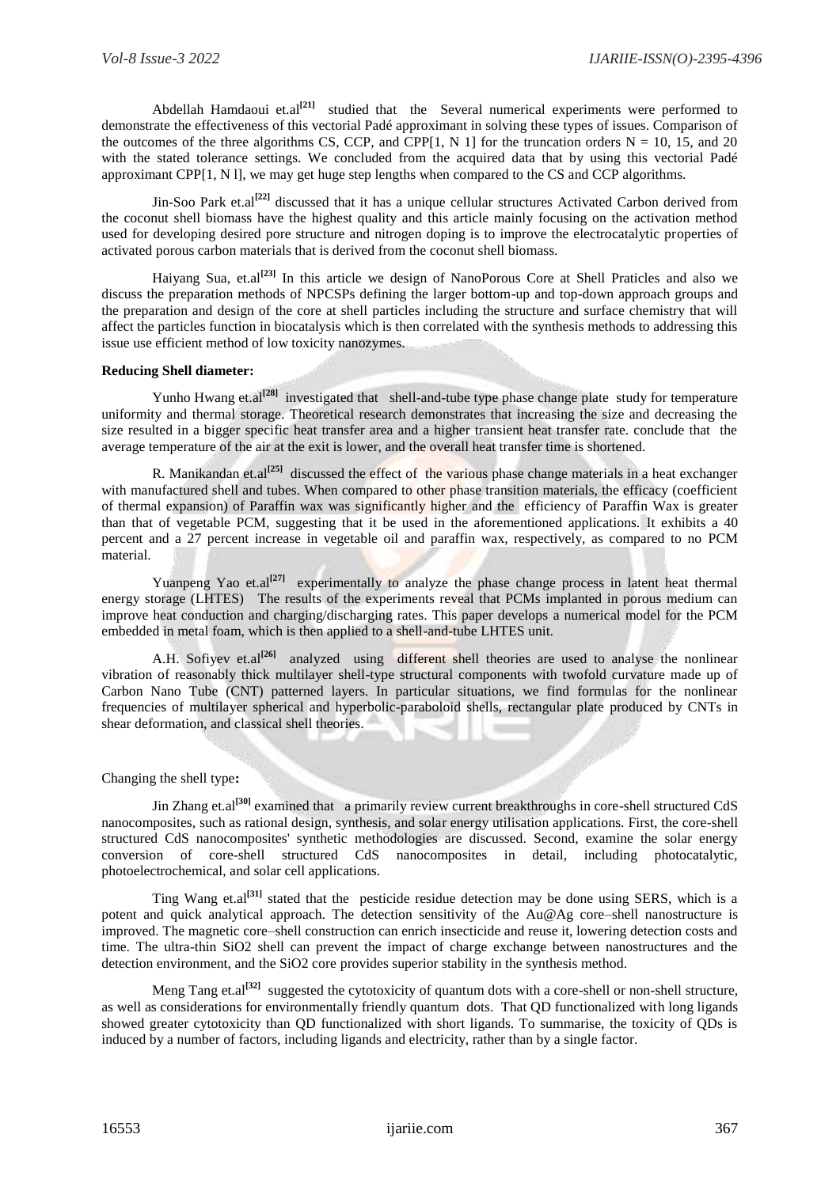Abdellah Hamdaoui et.al[21] studied that the Several numerical experiments were performed to demonstrate the effectiveness of this vectorial Padé approximant in solving these types of issues. Comparison of the outcomes of the three algorithms CS, CCP, and CPP[1, N 1] for the truncation orders N = 10, 15, and 20 with the stated tolerance settings. We concluded from the acquired data that by using this vectorial Padé approximant CPP[1, N l], we may get huge step lengths when compared to the CS and CCP algorithms.

Jin-Soo Park et.al[22] discussed that it has a unique cellular structures Activated Carbon derived from the coconut shell biomass have the highest quality and this article mainly focusing on the activation method used for developing desired pore structure and nitrogen doping is to improve the electrocatalytic properties of activated porous carbon materials that is derived from the coconut shell biomass.

Haiyang Sua, et.al[23] In this article we design of NanoPorous Core at Shell Praticles and also we discuss the preparation methods of NPCSPs defining the larger bottom-up and top-down approach groups and the preparation and design of the core at shell particles including the structure and surface chemistry that will affect the particles function in biocatalysis which is then correlated with the synthesis methods to addressing this issue use efficient method of low toxicity nanozymes.

**Reducing Shell diameter:**

Yunho Hwang et.al[28] investigated that shell-and-tube type phase change plate study for temperature uniformity and thermal storage. Theoretical research demonstrates that increasing the size and decreasing the size resulted in a bigger specific heat transfer area and a higher transient heat transfer rate. conclude that the average temperature of the air at the exit is lower, and the overall heat transfer time is shortened.

R. Manikandan et.al[25] discussed the effect of the various phase change materials in a heat exchanger with manufactured shell and tubes. When compared to other phase transition materials, the efficacy (coefficient of thermal expansion) of Paraffin wax was significantly higher and the efficiency of Paraffin Wax is greater than that of vegetable PCM, suggesting that it be used in the aforementioned applications. It exhibits a 40 percent and a 27 percent increase in vegetable oil and paraffin wax, respectively, as compared to no PCM material.

Yuanpeng Yao et.al[27] experimentally to analyze the phase change process in latent heat thermal energy storage (LHTES) The results of the experiments reveal that PCMs implanted in porous medium can improve heat conduction and charging/discharging rates. This paper develops a numerical model for the PCM embedded in metal foam, which is then applied to a shell-and-tube LHTES unit.

A.H. Sofiyev et.al[26] analyzed using different shell theories are used to analyse the nonlinear vibration of reasonably thick multilayer shell-type structural components with twofold curvature made up of Carbon Nano Tube (CNT) patterned layers. In particular situations, we find formulas for the nonlinear frequencies of multilayer spherical and hyperbolic-paraboloid shells, rectangular plate produced by CNTs in shear deformation, and classical shell theories.

Changing the shell type**:**

Jin Zhang et.al[30] examined that a primarily review current breakthroughs in core-shell structured CdS nanocomposites, such as rational design, synthesis, and solar energy utilisation applications. First, the core-shell structured CdS nanocomposites' synthetic methodologies are discussed. Second, examine the solar energy conversion of core-shell structured CdS nanocomposites in detail, including photocatalytic, photoelectrochemical, and solar cell applications.

Ting Wang et.al[31] stated that the pesticide residue detection may be done using SERS, which is a potent and quick analytical approach. The detection sensitivity of the Au@Ag core–shell nanostructure is improved. The magnetic core–shell construction can enrich insecticide and reuse it, lowering detection costs and time. The ultra-thin $SiO_2$ shell can prevent the impact of charge exchange between nanostructures and the detection environment, and the $SiO_2$ core provides superior stability in the synthesis method.

Meng Tang et.al[32] suggested the cytotoxicity of quantum dots with a core-shell or non-shell structure, as well as considerations for environmentally friendly quantum dots. That QD functionalized with long ligands showed greater cytotoxicity than QD functionalized with short ligands. To summarise, the toxicity of QDs is induced by a number of factors, including ligands and electricity, rather than by a single factor.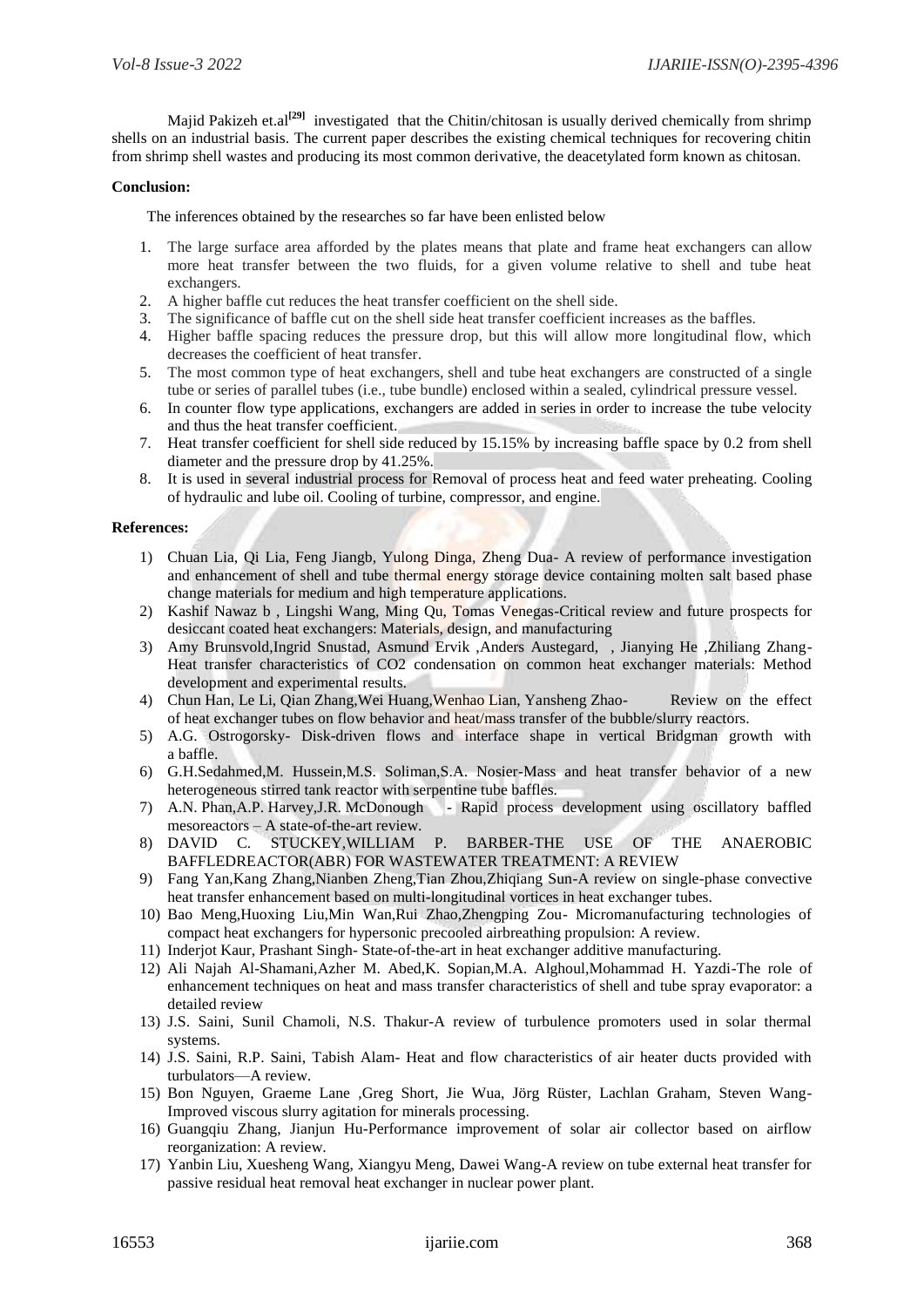Majid Pakizeh et.al[29] investigated that the Chitin/chitosan is usually derived chemically from shrimp shells on an industrial basis. The current paper describes the existing chemical techniques for recovering chitin from shrimp shell wastes and producing its most common derivative, the deacetylated form known as chitosan.

**Conclusion:**

The inferences obtained by the researches so far have been enlisted below

1. The large surface area afforded by the plates means that plate and frame heat exchangers can allow more heat transfer between the two fluids, for a given volume relative to shell and tube heat exchangers.
2. A higher baffle cut reduces the heat transfer coefficient on the shell side.
3. The significance of baffle cut on the shell side heat transfer coefficient increases as the baffles.
4. Higher baffle spacing reduces the pressure drop, but this will allow more longitudinal flow, which decreases the coefficient of heat transfer.
5. The most common type of heat exchangers, shell and tube heat exchangers are constructed of a single tube or series of parallel tubes (i.e., tube bundle) enclosed within a sealed, cylindrical pressure vessel.
6. In counter flow type applications, exchangers are added in series in order to increase the tube velocity and thus the heat transfer coefficient.
7. Heat transfer coefficient for shell side reduced by 15.15% by increasing baffle space by 0.2 from shell diameter and the pressure drop by 41.25%.
8. It is used in several industrial process for Removal of process heat and feed water preheating. Cooling of hydraulic and lube oil. Cooling of turbine, compressor, and engine.

**References:**

1) Chuan Lia, Qi Lia, Feng Jiangb, Yulong Dinga, Zheng Dua- A review of performance investigation and enhancement of shell and tube thermal energy storage device containing molten salt based phase change materials for medium and high temperature applications.
2) Kashif Nawaz b , Lingshi Wang, Ming Qu, Tomas Venegas-Critical review and future prospects for desiccant coated heat exchangers: Materials, design, and manufacturing
3) Amy Brunsvold,Ingrid Snustad, Asmund Ervik ,Anders Austegard, , Jianying He ,Zhiliang Zhang- Heat transfer characteristics of CO2 condensation on common heat exchanger materials: Method development and experimental results.
4) Chun Han, Le Li, Qian Zhang,Wei Huang,Wenhao Lian, Yansheng Zhao- Review on the effect of heat exchanger tubes on flow behavior and heat/mass transfer of the bubble/slurry reactors.
5) A.G. Ostrogorsky- Disk-driven flows and interface shape in vertical Bridgman growth with a baffle.
6) G.H.Sedahmed,M. Hussein,M.S. Soliman,S.A. Nosier-Mass and heat transfer behavior of a new heterogeneous stirred tank reactor with serpentine tube baffles.
7) A.N. Phan,A.P. Harvey,J.R. McDonough - Rapid process development using oscillatory baffled mesoreactors – A state-of-the-art review.
8) DAVID C. STUCKEY,WILLIAM P. BARBER-THE USE OF THE ANAEROBIC BAFFLEDREACTOR(ABR) FOR WASTEWATER TREATMENT: A REVIEW
9) Fang Yan,Kang Zhang,Nianben Zheng,Tian Zhou,Zhiqiang Sun-A review on single-phase convective heat transfer enhancement based on multi-longitudinal vortices in heat exchanger tubes.
10) Bao Meng,Huoxing Liu,Min Wan,Rui Zhao,Zhengping Zou- Micromanufacturing technologies of compact heat exchangers for hypersonic precooled airbreathing propulsion: A review.
11) Inderjot Kaur, Prashant Singh- State-of-the-art in heat exchanger additive manufacturing.
12) Ali Najah Al-Shamani,Azher M. Abed,K. Sopian,M.A. Alghoul,Mohammad H. Yazdi-The role of enhancement techniques on heat and mass transfer characteristics of shell and tube spray evaporator: a detailed review
13) J.S. Saini, Sunil Chamoli, N.S. Thakur-A review of turbulence promoters used in solar thermal systems.
14) J.S. Saini, R.P. Saini, Tabish Alam- Heat and flow characteristics of air heater ducts provided with turbulators—A review.
15) Bon Nguyen, Graeme Lane ,Greg Short, Jie Wua, Jörg Rüster, Lachlan Graham, Steven Wang- Improved viscous slurry agitation for minerals processing.
16) Guangqiu Zhang, Jianjun Hu-Performance improvement of solar air collector based on airflow reorganization: A review.
17) Yanbin Liu, Xuesheng Wang, Xiangyu Meng, Dawei Wang-A review on tube external heat transfer for passive residual heat removal heat exchanger in nuclear power plant.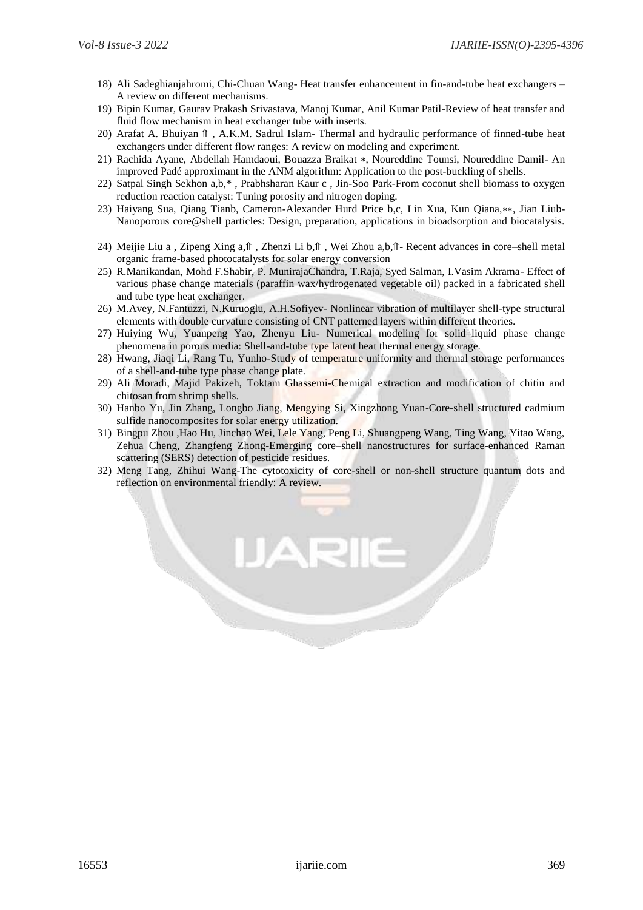18) Ali Sadeghianjahromi, Chi-Chuan Wang- Heat transfer enhancement in fin-and-tube heat exchangers – A review on different mechanisms.
19) Bipin Kumar, Gaurav Prakash Srivastava, Manoj Kumar, Anil Kumar Patil-Review of heat transfer and fluid flow mechanism in heat exchanger tube with inserts.
20) Arafat A. Bhuiyan ⇑ , A.K.M. Sadrul Islam- Thermal and hydraulic performance of finned-tube heat exchangers under different flow ranges: A review on modeling and experiment.
21) Rachida Ayane, Abdellah Hamdaoui, Bouazza Braikat ∗, Noureddine Tounsi, Noureddine Damil- An improved Padé approximant in the ANM algorithm: Application to the post-buckling of shells.
22) Satpal Singh Sekhon a,b,* , Prabhsharan Kaur c , Jin-Soo Park-From coconut shell biomass to oxygen reduction reaction catalyst: Tuning porosity and nitrogen doping.
23) Haiyang Sua, Qiang Tianb, Cameron-Alexander Hurd Price b,c, Lin Xua, Kun Qiana,∗∗, Jian Liub-Nanoporous core@shell particles: Design, preparation, applications in bioadsorption and biocatalysis.
24) Meijie Liu a , Zipeng Xing a,⇑ , Zhenzi Li b,⇑ , Wei Zhou a,b,⇑- Recent advances in core–shell metal organic frame-based photocatalysts for solar energy conversion
25) R.Manikandan, Mohd F.Shabir, P. MunirajaChandra, T.Raja, Syed Salman, I.Vasim Akrama- Effect of various phase change materials (paraffin wax/hydrogenated vegetable oil) packed in a fabricated shell and tube type heat exchanger.
26) M.Avey, N.Fantuzzi, N.Kuruoglu, A.H.Sofiyev- Nonlinear vibration of multilayer shell-type structural elements with double curvature consisting of CNT patterned layers within different theories.
27) Huiying Wu, Yuanpeng Yao, Zhenyu Liu- Numerical modeling for solid–liquid phase change phenomena in porous media: Shell-and-tube type latent heat thermal energy storage.
28) Hwang, Jiaqi Li, Rang Tu, Yunho-Study of temperature uniformity and thermal storage performances of a shell-and-tube type phase change plate.
29) Ali Moradi, Majid Pakizeh, Toktam Ghassemi-Chemical extraction and modification of chitin and chitosan from shrimp shells.
30) Hanbo Yu, Jin Zhang, Longbo Jiang, Mengying Si, Xingzhong Yuan-Core-shell structured cadmium sulfide nanocomposites for solar energy utilization.
31) Bingpu Zhou ,Hao Hu, Jinchao Wei, Lele Yang, Peng Li, Shuangpeng Wang, Ting Wang, Yitao Wang, Zehua Cheng, Zhangfeng Zhong-Emerging core–shell nanostructures for surface-enhanced Raman scattering (SERS) detection of pesticide residues.
32) Meng Tang, Zhihui Wang-The cytotoxicity of core-shell or non-shell structure quantum dots and reflection on environmental friendly: A review.